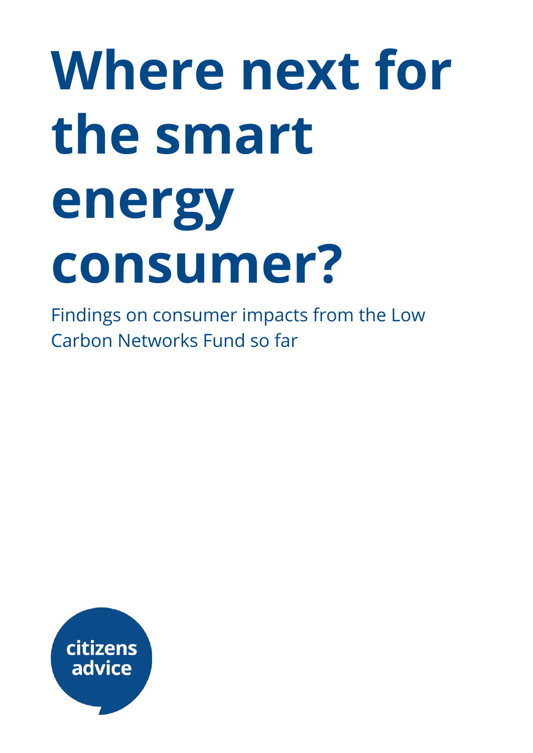# Where next for the smart energy consumer?

Findings on consumer impacts from the Low Carbon Networks Fund so far

citizens advice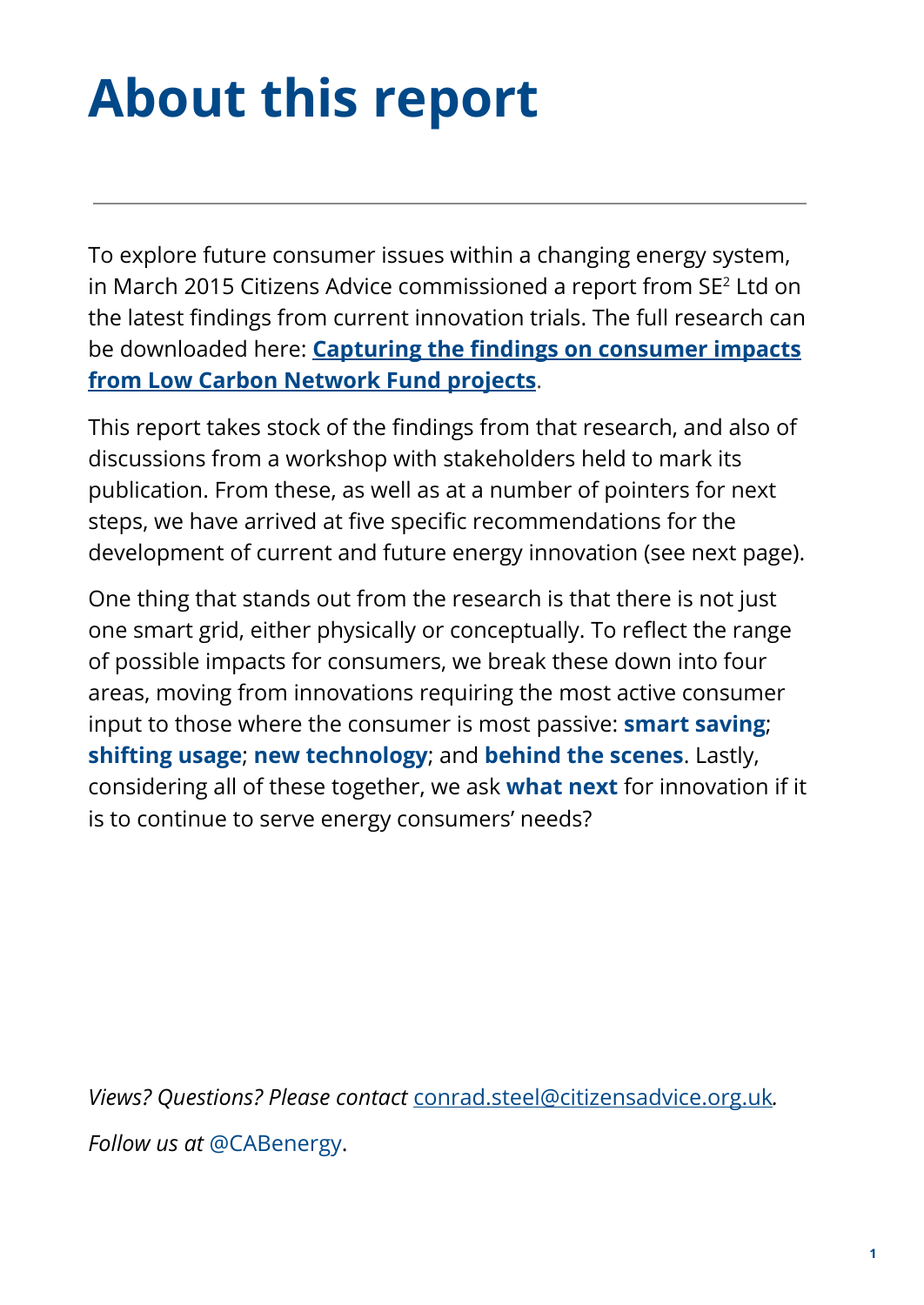# About this report

---

To explore future consumer issues within a changing energy system, in March 2015 Citizens Advice commissioned a report from SE$^2$ Ltd on the latest findings from current innovation trials. The full research can be downloaded here: **Capturing the findings on consumer impacts from Low Carbon Network Fund projects**.

This report takes stock of the findings from that research, and also of discussions from a workshop with stakeholders held to mark its publication. From these, as well as at a number of pointers for next steps, we have arrived at five specific recommendations for the development of current and future energy innovation (see next page).

One thing that stands out from the research is that there is not just one smart grid, either physically or conceptually. To reflect the range of possible impacts for consumers, we break these down into four areas, moving from innovations requiring the most active consumer input to those where the consumer is most passive: **smart saving**; **shifting usage**; **new technology**; and **behind the scenes**. Lastly, considering all of these together, we ask **what next** for innovation if it is to continue to serve energy consumers' needs?

*Views? Questions? Please contact* conrad.steel@citizensadvice.org.uk.

*Follow us at* @CABenergy.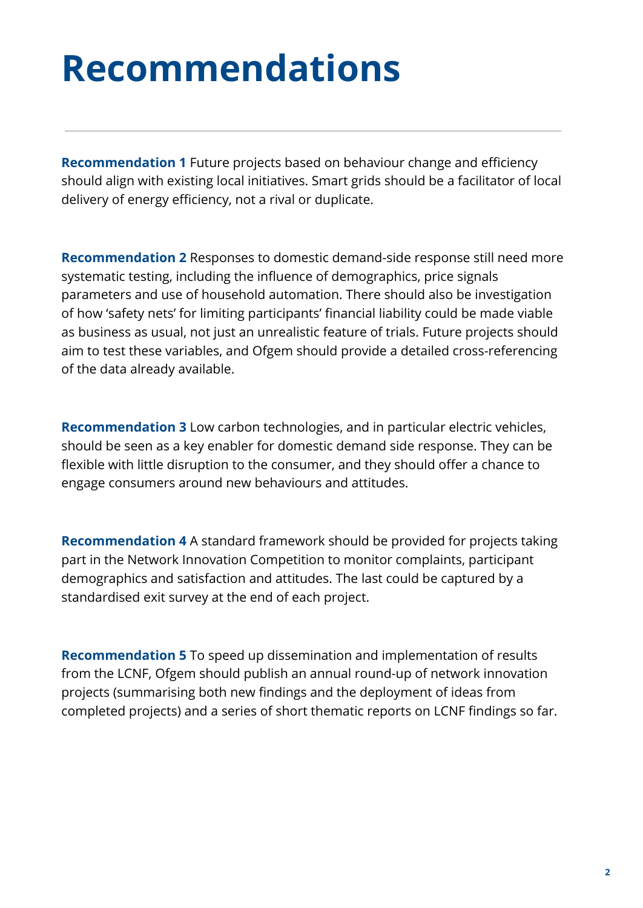# Recommendations

**Recommendation 1** Future projects based on behaviour change and efficiency should align with existing local initiatives. Smart grids should be a facilitator of local delivery of energy efficiency, not a rival or duplicate.

**Recommendation 2** Responses to domestic demand-side response still need more systematic testing, including the influence of demographics, price signals parameters and use of household automation. There should also be investigation of how 'safety nets' for limiting participants' financial liability could be made viable as business as usual, not just an unrealistic feature of trials. Future projects should aim to test these variables, and Ofgem should provide a detailed cross-referencing of the data already available.

**Recommendation 3** Low carbon technologies, and in particular electric vehicles, should be seen as a key enabler for domestic demand side response. They can be flexible with little disruption to the consumer, and they should offer a chance to engage consumers around new behaviours and attitudes.

**Recommendation 4** A standard framework should be provided for projects taking part in the Network Innovation Competition to monitor complaints, participant demographics and satisfaction and attitudes. The last could be captured by a standardised exit survey at the end of each project.

**Recommendation 5** To speed up dissemination and implementation of results from the LCNF, Ofgem should publish an annual round-up of network innovation projects (summarising both new findings and the deployment of ideas from completed projects) and a series of short thematic reports on LCNF findings so far.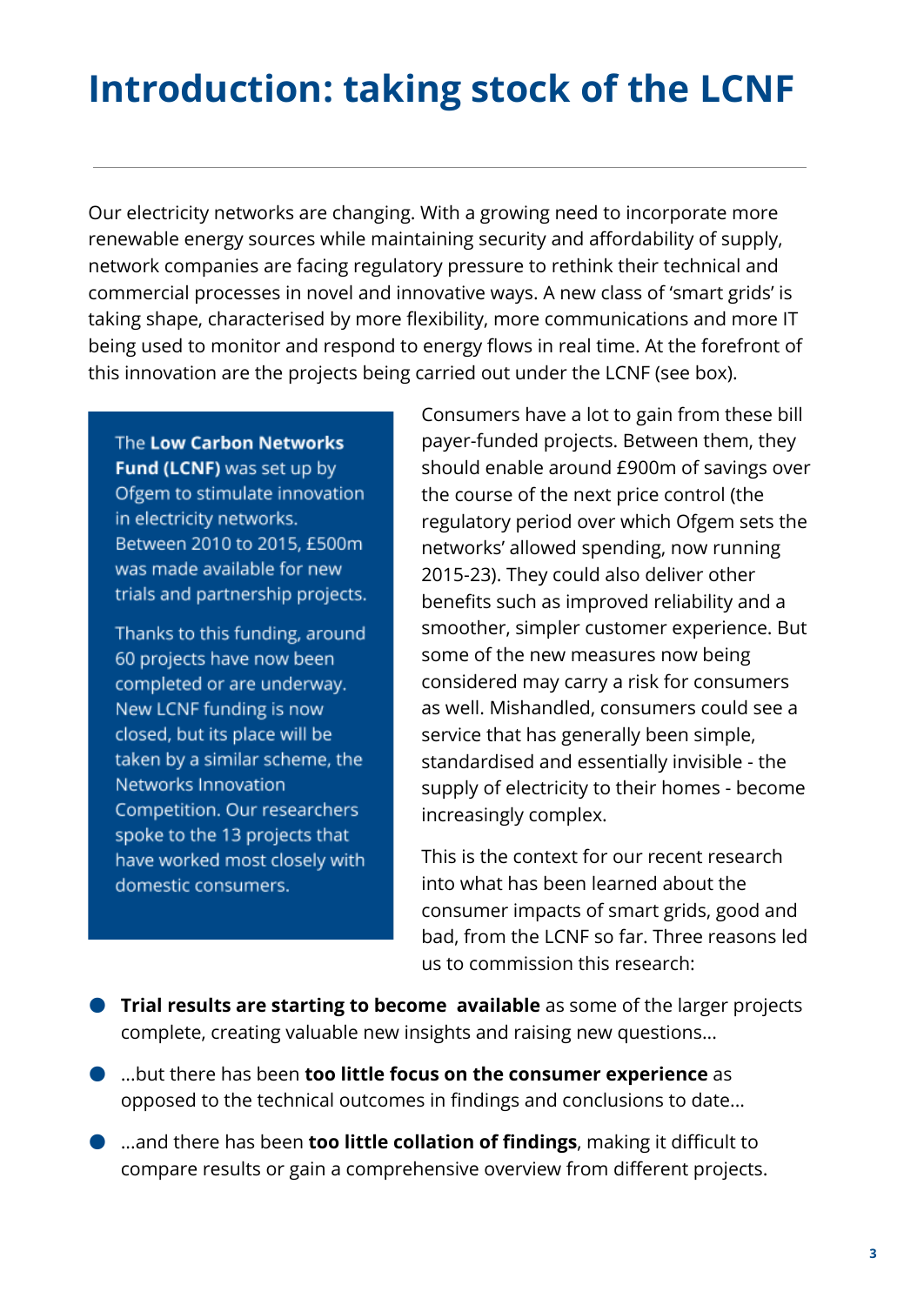# Introduction: taking stock of the LCNF

Our electricity networks are changing. With a growing need to incorporate more renewable energy sources while maintaining security and affordability of supply, network companies are facing regulatory pressure to rethink their technical and commercial processes in novel and innovative ways. A new class of 'smart grids' is taking shape, characterised by more flexibility, more communications and more IT being used to monitor and respond to energy flows in real time. At the forefront of this innovation are the projects being carried out under the LCNF (see box).

> The **Low Carbon Networks Fund (LCNF)** was set up by Ofgem to stimulate innovation in electricity networks. Between 2010 to 2015, £500m was made available for new trials and partnership projects.
>
> Thanks to this funding, around 60 projects have now been completed or are underway. New LCNF funding is now closed, but its place will be taken by a similar scheme, the Networks Innovation Competition. Our researchers spoke to the 13 projects that have worked most closely with domestic consumers.

Consumers have a lot to gain from these bill payer-funded projects. Between them, they should enable around £900m of savings over the course of the next price control (the regulatory period over which Ofgem sets the networks' allowed spending, now running 2015-23). They could also deliver other benefits such as improved reliability and a smoother, simpler customer experience. But some of the new measures now being considered may carry a risk for consumers as well. Mishandled, consumers could see a service that has generally been simple, standardised and essentially invisible - the supply of electricity to their homes - become increasingly complex.

This is the context for our recent research into what has been learned about the consumer impacts of smart grids, good and bad, from the LCNF so far. Three reasons led us to commission this research:

- **Trial results are starting to become available** as some of the larger projects complete, creating valuable new insights and raising new questions...
- ...but there has been **too little focus on the consumer experience** as opposed to the technical outcomes in findings and conclusions to date...
- ...and there has been **too little collation of findings**, making it difficult to compare results or gain a comprehensive overview from different projects.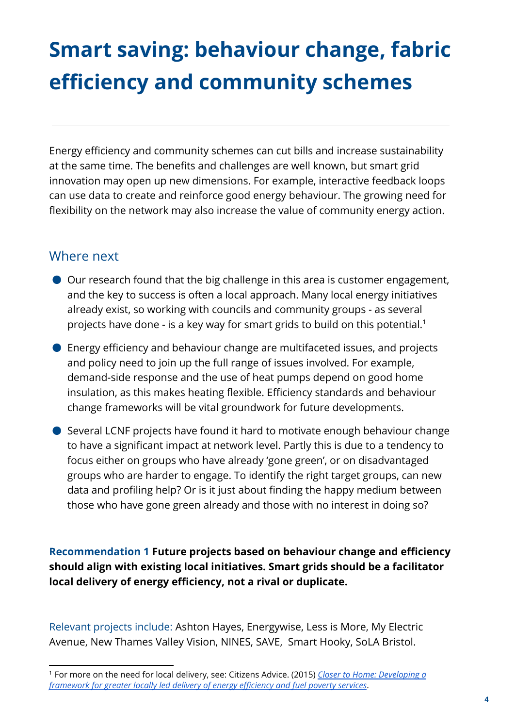# Smart saving: behaviour change, fabric efficiency and community schemes

Energy efficiency and community schemes can cut bills and increase sustainability at the same time. The benefits and challenges are well known, but smart grid innovation may open up new dimensions. For example, interactive feedback loops can use data to create and reinforce good energy behaviour. The growing need for flexibility on the network may also increase the value of community energy action.

## Where next

- Our research found that the big challenge in this area is customer engagement, and the key to success is often a local approach. Many local energy initiatives already exist, so working with councils and community groups - as several projects have done - is a key way for smart grids to build on this potential.[1]
- Energy efficiency and behaviour change are multifaceted issues, and projects and policy need to join up the full range of issues involved. For example, demand-side response and the use of heat pumps depend on good home insulation, as this makes heating flexible. Efficiency standards and behaviour change frameworks will be vital groundwork for future developments.
- Several LCNF projects have found it hard to motivate enough behaviour change to have a significant impact at network level. Partly this is due to a tendency to focus either on groups who have already 'gone green', or on disadvantaged groups who are harder to engage. To identify the right target groups, can new data and profiling help? Or is it just about finding the happy medium between those who have gone green already and those with no interest in doing so?

**Recommendation 1 Future projects based on behaviour change and efficiency should align with existing local initiatives. Smart grids should be a facilitator local delivery of energy efficiency, not a rival or duplicate.**

Relevant projects include: Ashton Hayes, Energywise, Less is More, My Electric Avenue, New Thames Valley Vision, NINES, SAVE, Smart Hooky, SoLA Bristol.

[1] For more on the need for local delivery, see: Citizens Advice. (2015) *Closer to Home: Developing a framework for greater locally led delivery of energy efficiency and fuel poverty services*.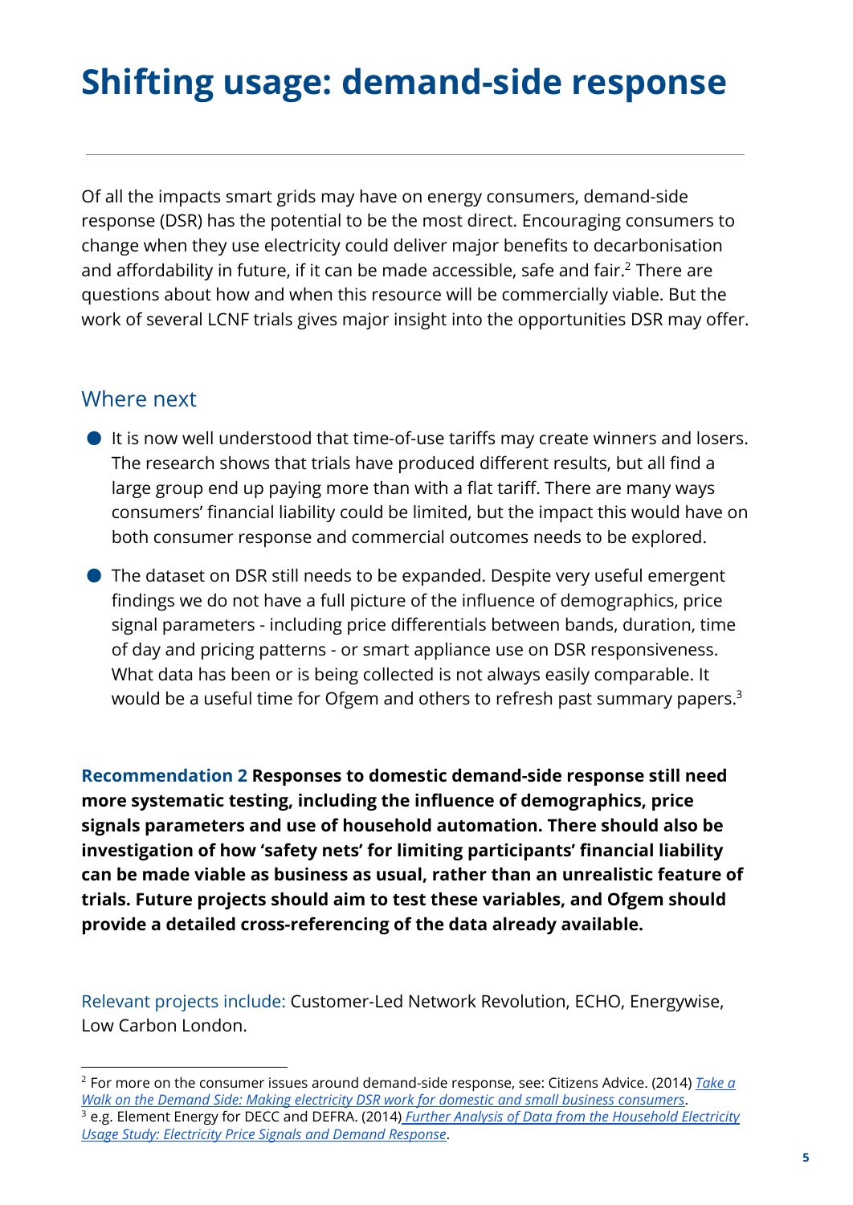# Shifting usage: demand-side response

Of all the impacts smart grids may have on energy consumers, demand-side response (DSR) has the potential to be the most direct. Encouraging consumers to change when they use electricity could deliver major benefits to decarbonisation and affordability in future, if it can be made accessible, safe and fair.[2] There are questions about how and when this resource will be commercially viable. But the work of several LCNF trials gives major insight into the opportunities DSR may offer.

## Where next

- It is now well understood that time-of-use tariffs may create winners and losers. The research shows that trials have produced different results, but all find a large group end up paying more than with a flat tariff. There are many ways consumers' financial liability could be limited, but the impact this would have on both consumer response and commercial outcomes needs to be explored.
- The dataset on DSR still needs to be expanded. Despite very useful emergent findings we do not have a full picture of the influence of demographics, price signal parameters - including price differentials between bands, duration, time of day and pricing patterns - or smart appliance use on DSR responsiveness. What data has been or is being collected is not always easily comparable. It would be a useful time for Ofgem and others to refresh past summary papers.[3]

**Recommendation 2 Responses to domestic demand-side response still need more systematic testing, including the influence of demographics, price signals parameters and use of household automation. There should also be investigation of how 'safety nets' for limiting participants' financial liability can be made viable as business as usual, rather than an unrealistic feature of trials. Future projects should aim to test these variables, and Ofgem should provide a detailed cross-referencing of the data already available.**

Relevant projects include: Customer-Led Network Revolution, ECHO, Energywise, Low Carbon London.

---

[2] For more on the consumer issues around demand-side response, see: Citizens Advice. (2014) *Take a Walk on the Demand Side: Making electricity DSR work for domestic and small business consumers*.

[3] e.g. Element Energy for DECC and DEFRA. (2014) *Further Analysis of Data from the Household Electricity Usage Study: Electricity Price Signals and Demand Response*.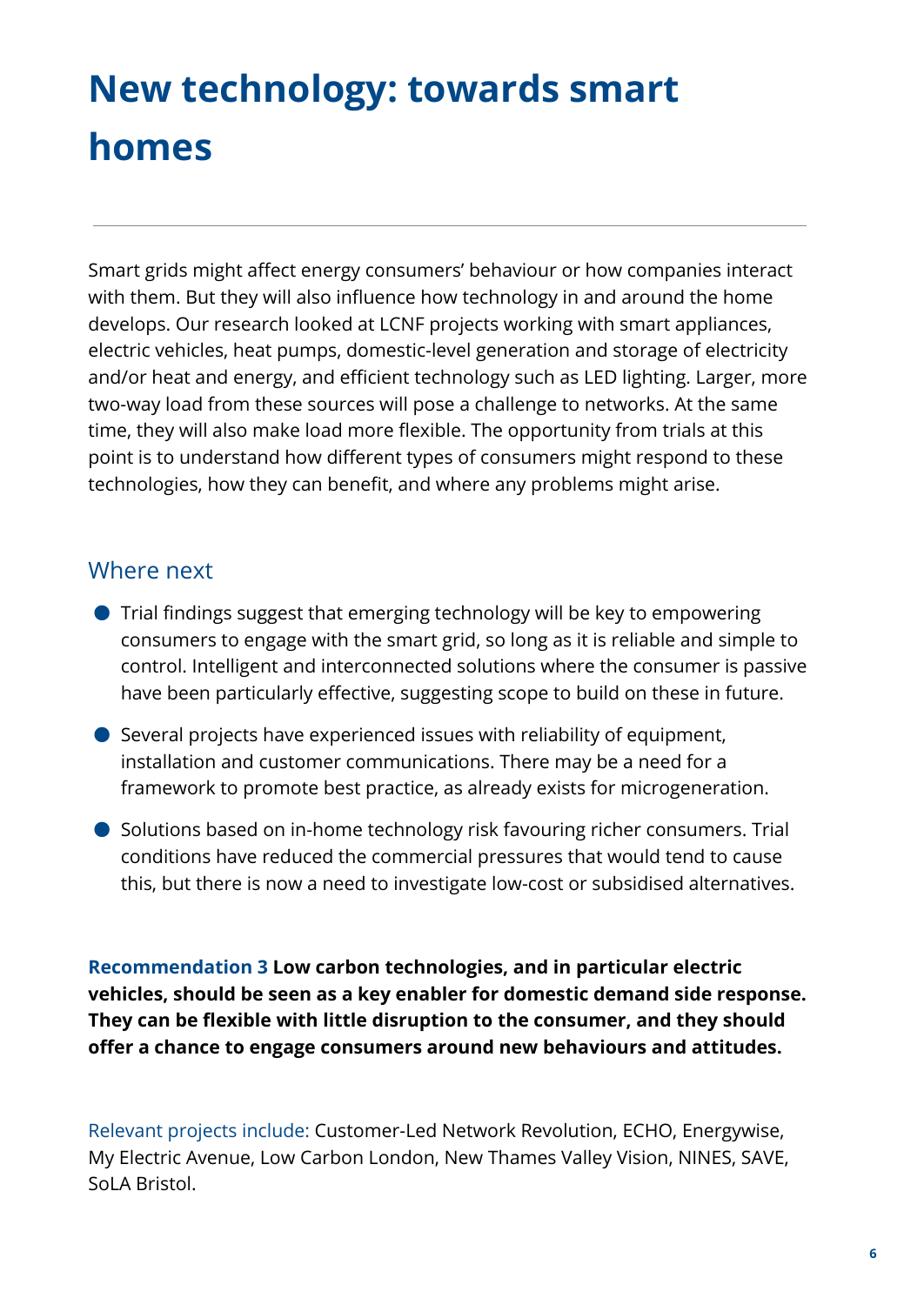# New technology: towards smart homes

Smart grids might affect energy consumers' behaviour or how companies interact with them. But they will also influence how technology in and around the home develops. Our research looked at LCNF projects working with smart appliances, electric vehicles, heat pumps, domestic-level generation and storage of electricity and/or heat and energy, and efficient technology such as LED lighting. Larger, more two-way load from these sources will pose a challenge to networks. At the same time, they will also make load more flexible. The opportunity from trials at this point is to understand how different types of consumers might respond to these technologies, how they can benefit, and where any problems might arise.

## Where next

- Trial findings suggest that emerging technology will be key to empowering consumers to engage with the smart grid, so long as it is reliable and simple to control. Intelligent and interconnected solutions where the consumer is passive have been particularly effective, suggesting scope to build on these in future.
- Several projects have experienced issues with reliability of equipment, installation and customer communications. There may be a need for a framework to promote best practice, as already exists for microgeneration.
- Solutions based on in-home technology risk favouring richer consumers. Trial conditions have reduced the commercial pressures that would tend to cause this, but there is now a need to investigate low-cost or subsidised alternatives.

**Recommendation 3 Low carbon technologies, and in particular electric vehicles, should be seen as a key enabler for domestic demand side response. They can be flexible with little disruption to the consumer, and they should offer a chance to engage consumers around new behaviours and attitudes.**

Relevant projects include: Customer-Led Network Revolution, ECHO, Energywise, My Electric Avenue, Low Carbon London, New Thames Valley Vision, NINES, SAVE, SoLA Bristol.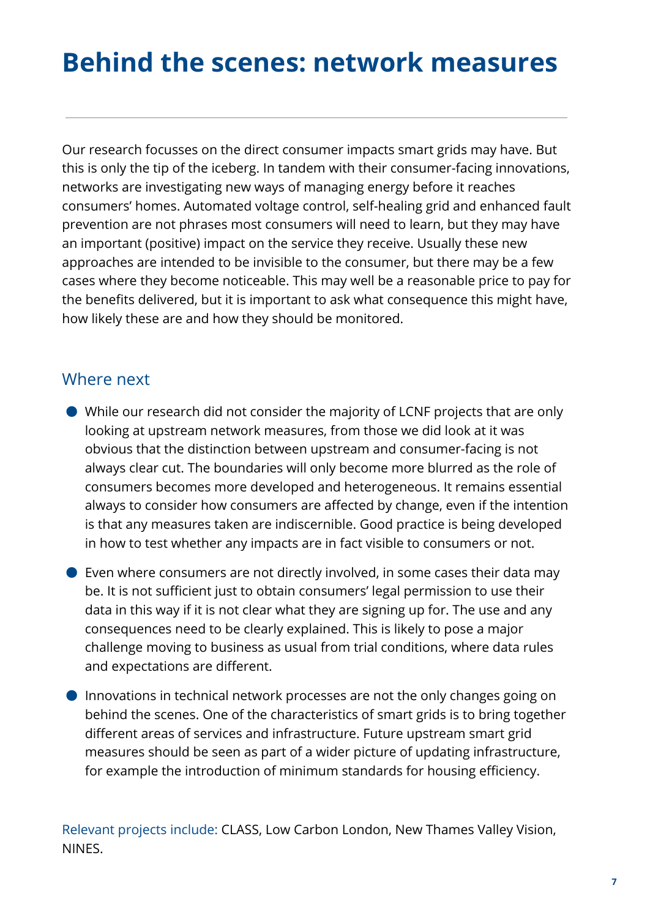# Behind the scenes: network measures

Our research focusses on the direct consumer impacts smart grids may have. But this is only the tip of the iceberg. In tandem with their consumer-facing innovations, networks are investigating new ways of managing energy before it reaches consumers' homes. Automated voltage control, self-healing grid and enhanced fault prevention are not phrases most consumers will need to learn, but they may have an important (positive) impact on the service they receive. Usually these new approaches are intended to be invisible to the consumer, but there may be a few cases where they become noticeable. This may well be a reasonable price to pay for the benefits delivered, but it is important to ask what consequence this might have, how likely these are and how they should be monitored.

## Where next

- While our research did not consider the majority of LCNF projects that are only looking at upstream network measures, from those we did look at it was obvious that the distinction between upstream and consumer-facing is not always clear cut. The boundaries will only become more blurred as the role of consumers becomes more developed and heterogeneous. It remains essential always to consider how consumers are affected by change, even if the intention is that any measures taken are indiscernible. Good practice is being developed in how to test whether any impacts are in fact visible to consumers or not.
- Even where consumers are not directly involved, in some cases their data may be. It is not sufficient just to obtain consumers' legal permission to use their data in this way if it is not clear what they are signing up for. The use and any consequences need to be clearly explained. This is likely to pose a major challenge moving to business as usual from trial conditions, where data rules and expectations are different.
- Innovations in technical network processes are not the only changes going on behind the scenes. One of the characteristics of smart grids is to bring together different areas of services and infrastructure. Future upstream smart grid measures should be seen as part of a wider picture of updating infrastructure, for example the introduction of minimum standards for housing efficiency.

Relevant projects include: CLASS, Low Carbon London, New Thames Valley Vision, NINES.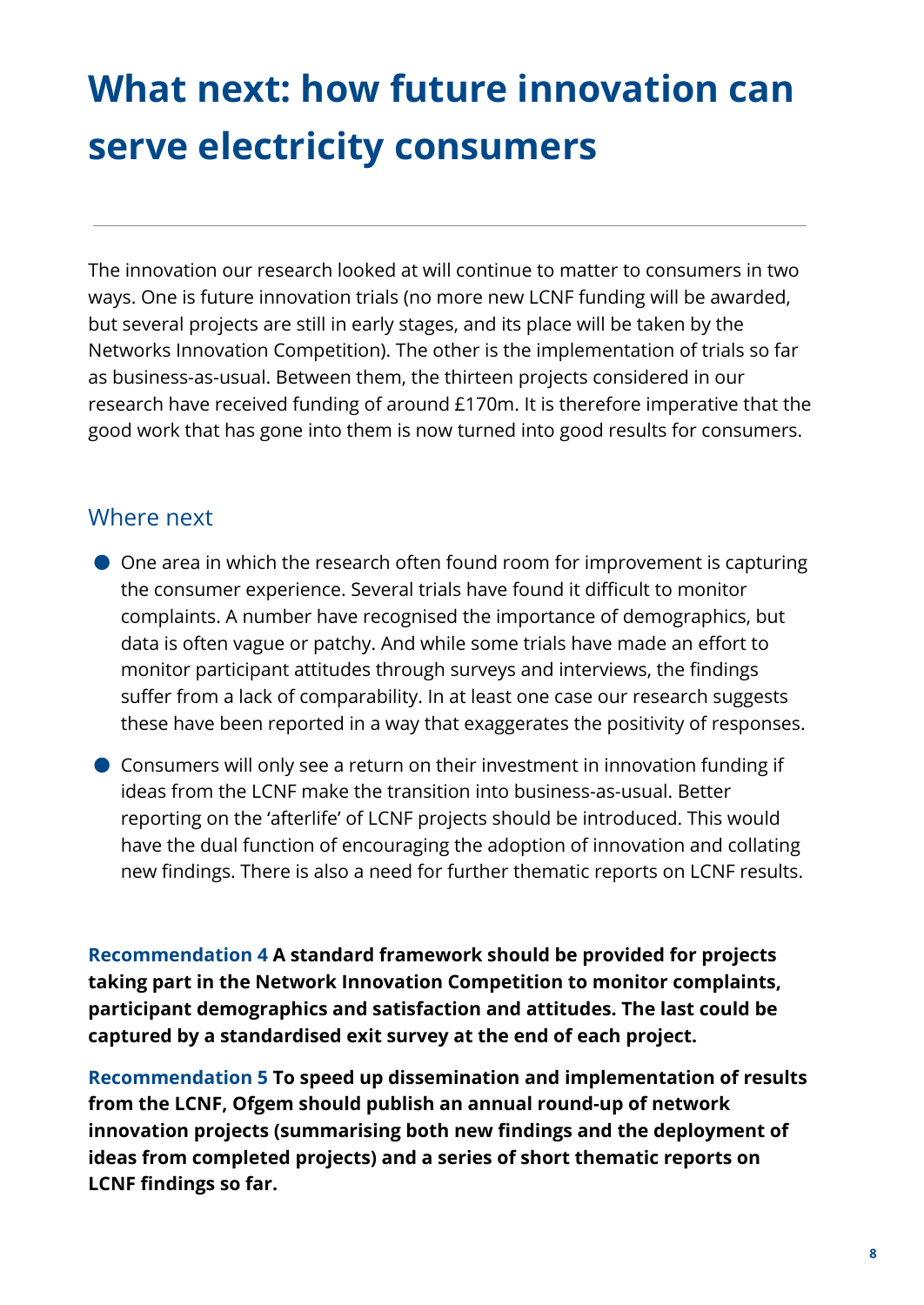# What next: how future innovation can serve electricity consumers

The innovation our research looked at will continue to matter to consumers in two ways. One is future innovation trials (no more new LCNF funding will be awarded, but several projects are still in early stages, and its place will be taken by the Networks Innovation Competition). The other is the implementation of trials so far as business-as-usual. Between them, the thirteen projects considered in our research have received funding of around £170m. It is therefore imperative that the good work that has gone into them is now turned into good results for consumers.

## Where next

- One area in which the research often found room for improvement is capturing the consumer experience. Several trials have found it difficult to monitor complaints. A number have recognised the importance of demographics, but data is often vague or patchy. And while some trials have made an effort to monitor participant attitudes through surveys and interviews, the findings suffer from a lack of comparability. In at least one case our research suggests these have been reported in a way that exaggerates the positivity of responses.
- Consumers will only see a return on their investment in innovation funding if ideas from the LCNF make the transition into business-as-usual. Better reporting on the 'afterlife' of LCNF projects should be introduced. This would have the dual function of encouraging the adoption of innovation and collating new findings. There is also a need for further thematic reports on LCNF results.

**Recommendation 4 A standard framework should be provided for projects taking part in the Network Innovation Competition to monitor complaints, participant demographics and satisfaction and attitudes. The last could be captured by a standardised exit survey at the end of each project.**

**Recommendation 5 To speed up dissemination and implementation of results from the LCNF, Ofgem should publish an annual round-up of network innovation projects (summarising both new findings and the deployment of ideas from completed projects) and a series of short thematic reports on LCNF findings so far.**